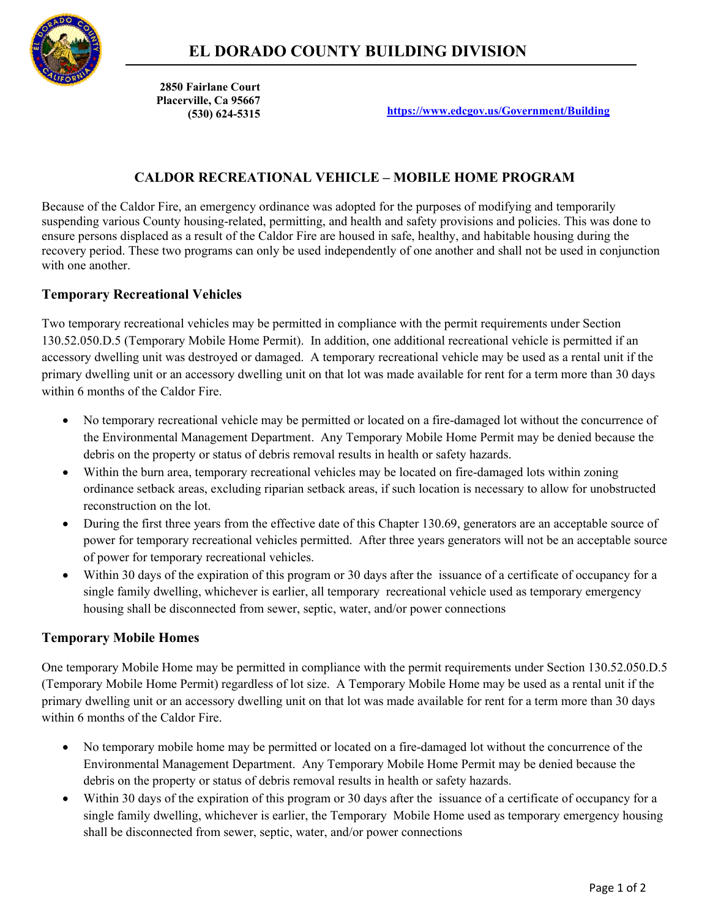# EL DORADO COUNTY BUILDING DIVISION

**2850 Fairlane Court**
**Placerville, Ca 95667**
**(530) 624-5315**

**https://www.edcgov.us/Government/Building**

## CALDOR RECREATIONAL VEHICLE – MOBILE HOME PROGRAM

Because of the Caldor Fire, an emergency ordinance was adopted for the purposes of modifying and temporarily suspending various County housing-related, permitting, and health and safety provisions and policies. This was done to ensure persons displaced as a result of the Caldor Fire are housed in safe, healthy, and habitable housing during the recovery period. These two programs can only be used independently of one another and shall not be used in conjunction with one another.

### Temporary Recreational Vehicles

Two temporary recreational vehicles may be permitted in compliance with the permit requirements under Section 130.52.050.D.5 (Temporary Mobile Home Permit). In addition, one additional recreational vehicle is permitted if an accessory dwelling unit was destroyed or damaged. A temporary recreational vehicle may be used as a rental unit if the primary dwelling unit or an accessory dwelling unit on that lot was made available for rent for a term more than 30 days within 6 months of the Caldor Fire.

- No temporary recreational vehicle may be permitted or located on a fire-damaged lot without the concurrence of the Environmental Management Department. Any Temporary Mobile Home Permit may be denied because the debris on the property or status of debris removal results in health or safety hazards.
- Within the burn area, temporary recreational vehicles may be located on fire-damaged lots within zoning ordinance setback areas, excluding riparian setback areas, if such location is necessary to allow for unobstructed reconstruction on the lot.
- During the first three years from the effective date of this Chapter 130.69, generators are an acceptable source of power for temporary recreational vehicles permitted. After three years generators will not be an acceptable source of power for temporary recreational vehicles.
- Within 30 days of the expiration of this program or 30 days after the issuance of a certificate of occupancy for a single family dwelling, whichever is earlier, all temporary recreational vehicle used as temporary emergency housing shall be disconnected from sewer, septic, water, and/or power connections

### Temporary Mobile Homes

One temporary Mobile Home may be permitted in compliance with the permit requirements under Section 130.52.050.D.5 (Temporary Mobile Home Permit) regardless of lot size. A Temporary Mobile Home may be used as a rental unit if the primary dwelling unit or an accessory dwelling unit on that lot was made available for rent for a term more than 30 days within 6 months of the Caldor Fire.

- No temporary mobile home may be permitted or located on a fire-damaged lot without the concurrence of the Environmental Management Department. Any Temporary Mobile Home Permit may be denied because the debris on the property or status of debris removal results in health or safety hazards.
- Within 30 days of the expiration of this program or 30 days after the issuance of a certificate of occupancy for a single family dwelling, whichever is earlier, the Temporary Mobile Home used as temporary emergency housing shall be disconnected from sewer, septic, water, and/or power connections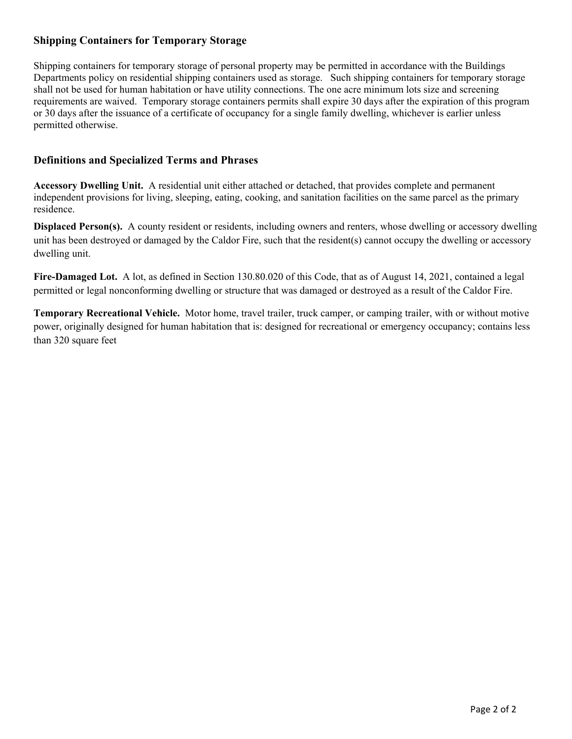### Shipping Containers for Temporary Storage

Shipping containers for temporary storage of personal property may be permitted in accordance with the Buildings Departments policy on residential shipping containers used as storage. Such shipping containers for temporary storage shall not be used for human habitation or have utility connections. The one acre minimum lots size and screening requirements are waived. Temporary storage containers permits shall expire 30 days after the expiration of this program or 30 days after the issuance of a certificate of occupancy for a single family dwelling, whichever is earlier unless permitted otherwise.

### Definitions and Specialized Terms and Phrases

**Accessory Dwelling Unit.** A residential unit either attached or detached, that provides complete and permanent independent provisions for living, sleeping, eating, cooking, and sanitation facilities on the same parcel as the primary residence.

**Displaced Person(s).** A county resident or residents, including owners and renters, whose dwelling or accessory dwelling unit has been destroyed or damaged by the Caldor Fire, such that the resident(s) cannot occupy the dwelling or accessory dwelling unit.

**Fire-Damaged Lot.** A lot, as defined in Section 130.80.020 of this Code, that as of August 14, 2021, contained a legal permitted or legal nonconforming dwelling or structure that was damaged or destroyed as a result of the Caldor Fire.

**Temporary Recreational Vehicle.** Motor home, travel trailer, truck camper, or camping trailer, with or without motive power, originally designed for human habitation that is: designed for recreational or emergency occupancy; contains less than 320 square feet